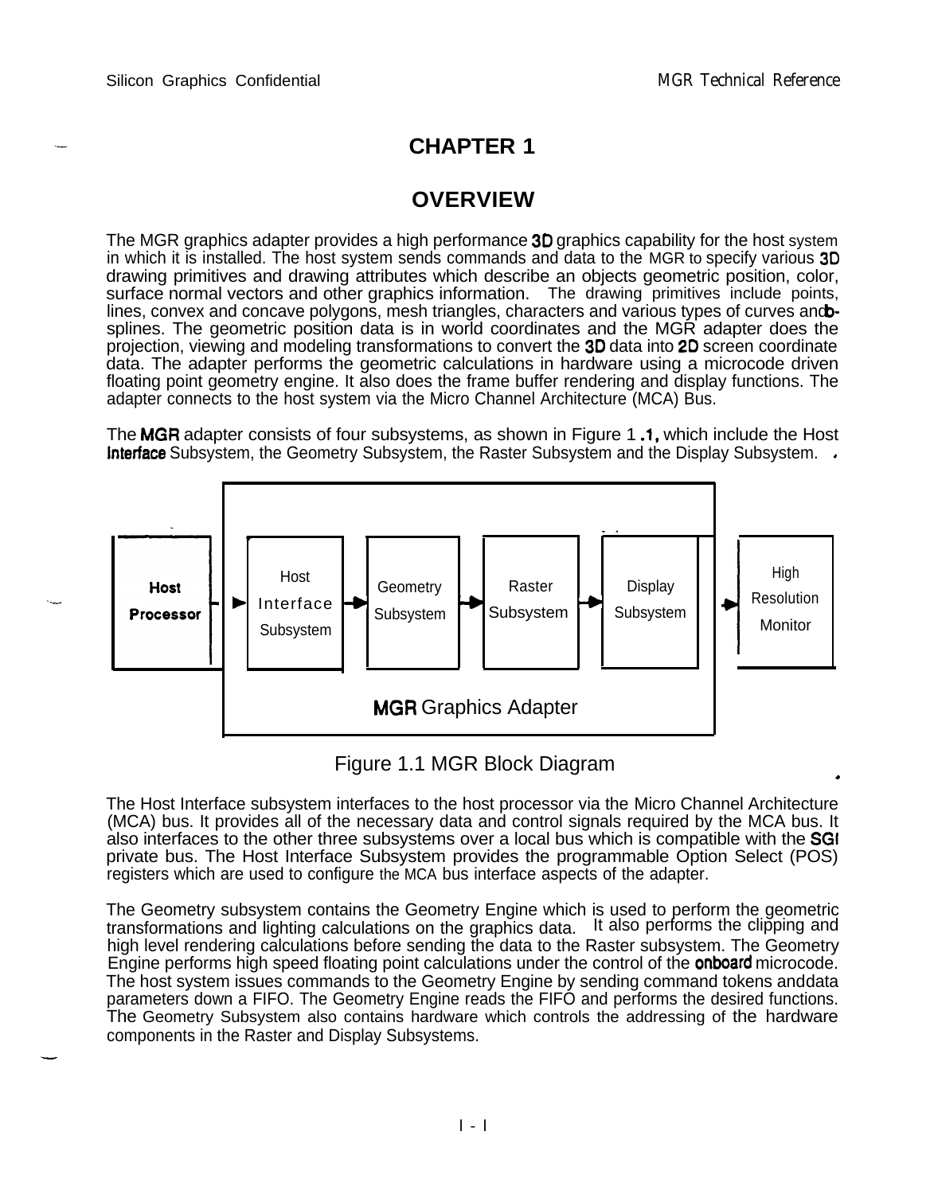# CHAPTER 1

# OVERVIEW

The MGR graphics adapter provides a high performance 3D graphics capability for the host system in which it is installed. The host system sends commands and data to the MGR to specify various 3D drawing primitives and drawing attributes which describe an objects geometric position, color, surface normal vectors and other graphics information. The drawing primitives include points, lines, convex and concave polygons, mesh triangles, characters and various types of curves and b-splines. The geometric position data is in world coordinates and the MGR adapter does the projection, viewing and modeling transformations to convert the 3D data into 2D screen coordinate data. The adapter performs the geometric calculations in hardware using a microcode driven floating point geometry engine. It also does the frame buffer rendering and display functions. The adapter connects to the host system via the Micro Channel Architecture (MCA) Bus.

The MGR adapter consists of four subsystems, as shown in Figure 1.1, which include the Host Interface Subsystem, the Geometry Subsystem, the Raster Subsystem and the Display Subsystem.

**Host Processor** → [ Host Interface Subsystem → Geometry Subsystem → Raster Subsystem → Display Subsystem ] (MGR Graphics Adapter) → High Resolution Monitor

Figure 1.1 MGR Block Diagram

The Host Interface subsystem interfaces to the host processor via the Micro Channel Architecture (MCA) bus. It provides all of the necessary data and control signals required by the MCA bus. It also interfaces to the other three subsystems over a local bus which is compatible with the SGI private bus. The Host Interface Subsystem provides the programmable Option Select (POS) registers which are used to configure the MCA bus interface aspects of the adapter.

The Geometry subsystem contains the Geometry Engine which is used to perform the geometric transformations and lighting calculations on the graphics data. It also performs the clipping and high level rendering calculations before sending the data to the Raster subsystem. The Geometry Engine performs high speed floating point calculations under the control of the onboard microcode. The host system issues commands to the Geometry Engine by sending command tokens and data parameters down a FIFO. The Geometry Engine reads the FIFO and performs the desired functions. The Geometry Subsystem also contains hardware which controls the addressing of the hardware components in the Raster and Display Subsystems.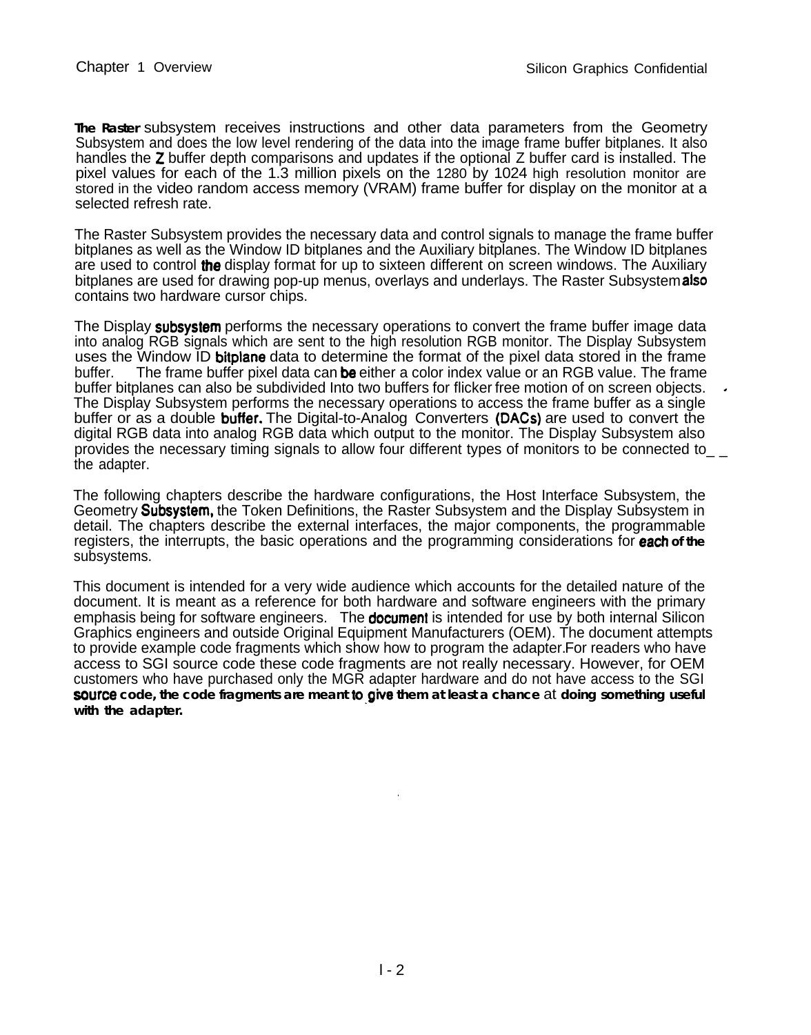The Raster subsystem receives instructions and other data parameters from the Geometry Subsystem and does the low level rendering of the data into the image frame buffer bitplanes. It also handles the Z buffer depth comparisons and updates if the optional Z buffer card is installed. The pixel values for each of the 1.3 million pixels on the 1280 by 1024 high resolution monitor are stored in the video random access memory (VRAM) frame buffer for display on the monitor at a selected refresh rate.

The Raster Subsystem provides the necessary data and control signals to manage the frame buffer bitplanes as well as the Window ID bitplanes and the Auxiliary bitplanes. The Window ID bitplanes are used to control the display format for up to sixteen different on screen windows. The Auxiliary bitplanes are used for drawing pop-up menus, overlays and underlays. The Raster Subsystem also contains two hardware cursor chips.

The Display subsystem performs the necessary operations to convert the frame buffer image data into analog RGB signals which are sent to the high resolution RGB monitor. The Display Subsystem uses the Window ID bitplane data to determine the format of the pixel data stored in the frame buffer. The frame buffer pixel data can be either a color index value or an RGB value. The frame buffer bitplanes can also be subdivided Into two buffers for flicker free motion of on screen objects. The Display Subsystem performs the necessary operations to access the frame buffer as a single buffer or as a double buffer. The Digital-to-Analog Converters (DACs) are used to convert the digital RGB data into analog RGB data which output to the monitor. The Display Subsystem also provides the necessary timing signals to allow four different types of monitors to be connected to the adapter.

The following chapters describe the hardware configurations, the Host Interface Subsystem, the Geometry Subsystem, the Token Definitions, the Raster Subsystem and the Display Subsystem in detail. The chapters describe the external interfaces, the major components, the programmable registers, the interrupts, the basic operations and the programming considerations for each of the subsystems.

This document is intended for a very wide audience which accounts for the detailed nature of the document. It is meant as a reference for both hardware and software engineers with the primary emphasis being for software engineers. The document is intended for use by both internal Silicon Graphics engineers and outside Original Equipment Manufacturers (OEM). The document attempts to provide example code fragments which show how to program the adapter.For readers who have access to SGI source code these code fragments are not really necessary. However, for OEM customers who have purchased only the MGR adapter hardware and do not have access to the SGI source code, the code fragments are meant to give them at least a chance at doing something useful with the adapter.